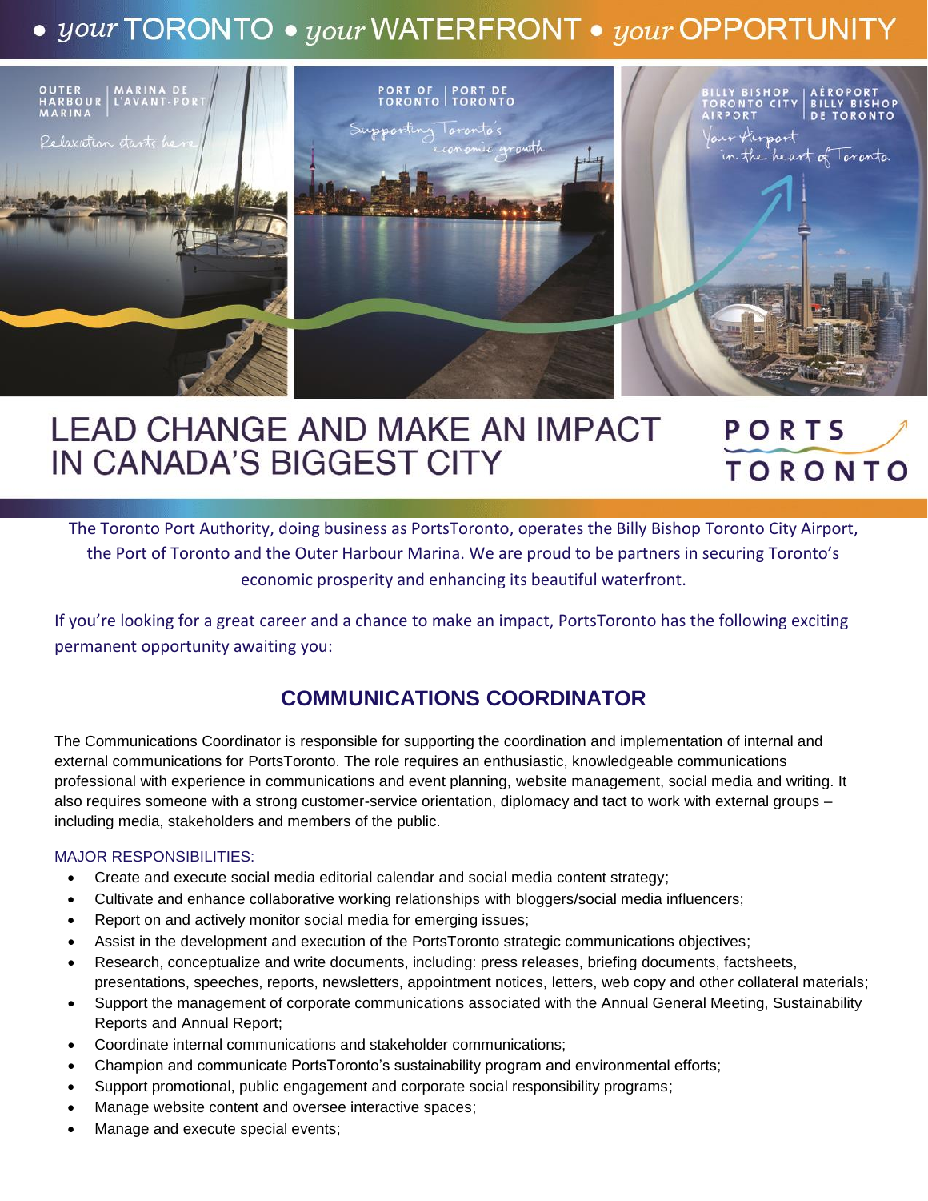• *your* TORONTO • *your* WATERFRONT • *your* OPPORTUNITY

OUTER HARBOUR MARINA | MARINA DE L'AVANT-PORT

*Relaxation starts here*

PORT OF TORONTO | PORT DE TORONTO

*Supporting Toronto's economic growth*

BILLY BISHOP TORONTO CITY AIRPORT | AÉROPORT BILLY BISHOP DE TORONTO

*Your Airport in the heart of Toronto.*

# LEAD CHANGE AND MAKE AN IMPACT IN CANADA'S BIGGEST CITY

PORTS TORONTO

The Toronto Port Authority, doing business as PortsToronto, operates the Billy Bishop Toronto City Airport, the Port of Toronto and the Outer Harbour Marina. We are proud to be partners in securing Toronto's economic prosperity and enhancing its beautiful waterfront.

If you're looking for a great career and a chance to make an impact, PortsToronto has the following exciting permanent opportunity awaiting you:

## COMMUNICATIONS COORDINATOR

The Communications Coordinator is responsible for supporting the coordination and implementation of internal and external communications for PortsToronto. The role requires an enthusiastic, knowledgeable communications professional with experience in communications and event planning, website management, social media and writing. It also requires someone with a strong customer-service orientation, diplomacy and tact to work with external groups – including media, stakeholders and members of the public.

### MAJOR RESPONSIBILITIES:

- Create and execute social media editorial calendar and social media content strategy;
- Cultivate and enhance collaborative working relationships with bloggers/social media influencers;
- Report on and actively monitor social media for emerging issues;
- Assist in the development and execution of the PortsToronto strategic communications objectives;
- Research, conceptualize and write documents, including: press releases, briefing documents, factsheets, presentations, speeches, reports, newsletters, appointment notices, letters, web copy and other collateral materials;
- Support the management of corporate communications associated with the Annual General Meeting, Sustainability Reports and Annual Report;
- Coordinate internal communications and stakeholder communications;
- Champion and communicate PortsToronto's sustainability program and environmental efforts;
- Support promotional, public engagement and corporate social responsibility programs;
- Manage website content and oversee interactive spaces;
- Manage and execute special events;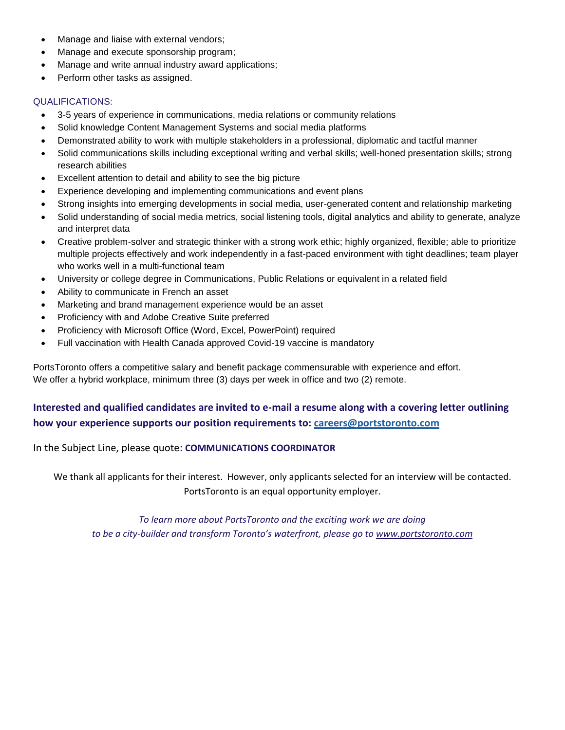- Manage and liaise with external vendors;
- Manage and execute sponsorship program;
- Manage and write annual industry award applications;
- Perform other tasks as assigned.

QUALIFICATIONS:

- 3-5 years of experience in communications, media relations or community relations
- Solid knowledge Content Management Systems and social media platforms
- Demonstrated ability to work with multiple stakeholders in a professional, diplomatic and tactful manner
- Solid communications skills including exceptional writing and verbal skills; well-honed presentation skills; strong research abilities
- Excellent attention to detail and ability to see the big picture
- Experience developing and implementing communications and event plans
- Strong insights into emerging developments in social media, user-generated content and relationship marketing
- Solid understanding of social media metrics, social listening tools, digital analytics and ability to generate, analyze and interpret data
- Creative problem-solver and strategic thinker with a strong work ethic; highly organized, flexible; able to prioritize multiple projects effectively and work independently in a fast-paced environment with tight deadlines; team player who works well in a multi-functional team
- University or college degree in Communications, Public Relations or equivalent in a related field
- Ability to communicate in French an asset
- Marketing and brand management experience would be an asset
- Proficiency with and Adobe Creative Suite preferred
- Proficiency with Microsoft Office (Word, Excel, PowerPoint) required
- Full vaccination with Health Canada approved Covid-19 vaccine is mandatory

PortsToronto offers a competitive salary and benefit package commensurable with experience and effort.
We offer a hybrid workplace, minimum three (3) days per week in office and two (2) remote.

**Interested and qualified candidates are invited to e-mail a resume along with a covering letter outlining how your experience supports our position requirements to: careers@portstoronto.com**

In the Subject Line, please quote: **COMMUNICATIONS COORDINATOR**

We thank all applicants for their interest. However, only applicants selected for an interview will be contacted.
PortsToronto is an equal opportunity employer.

*To learn more about PortsToronto and the exciting work we are doing to be a city-builder and transform Toronto's waterfront, please go to www.portstoronto.com*